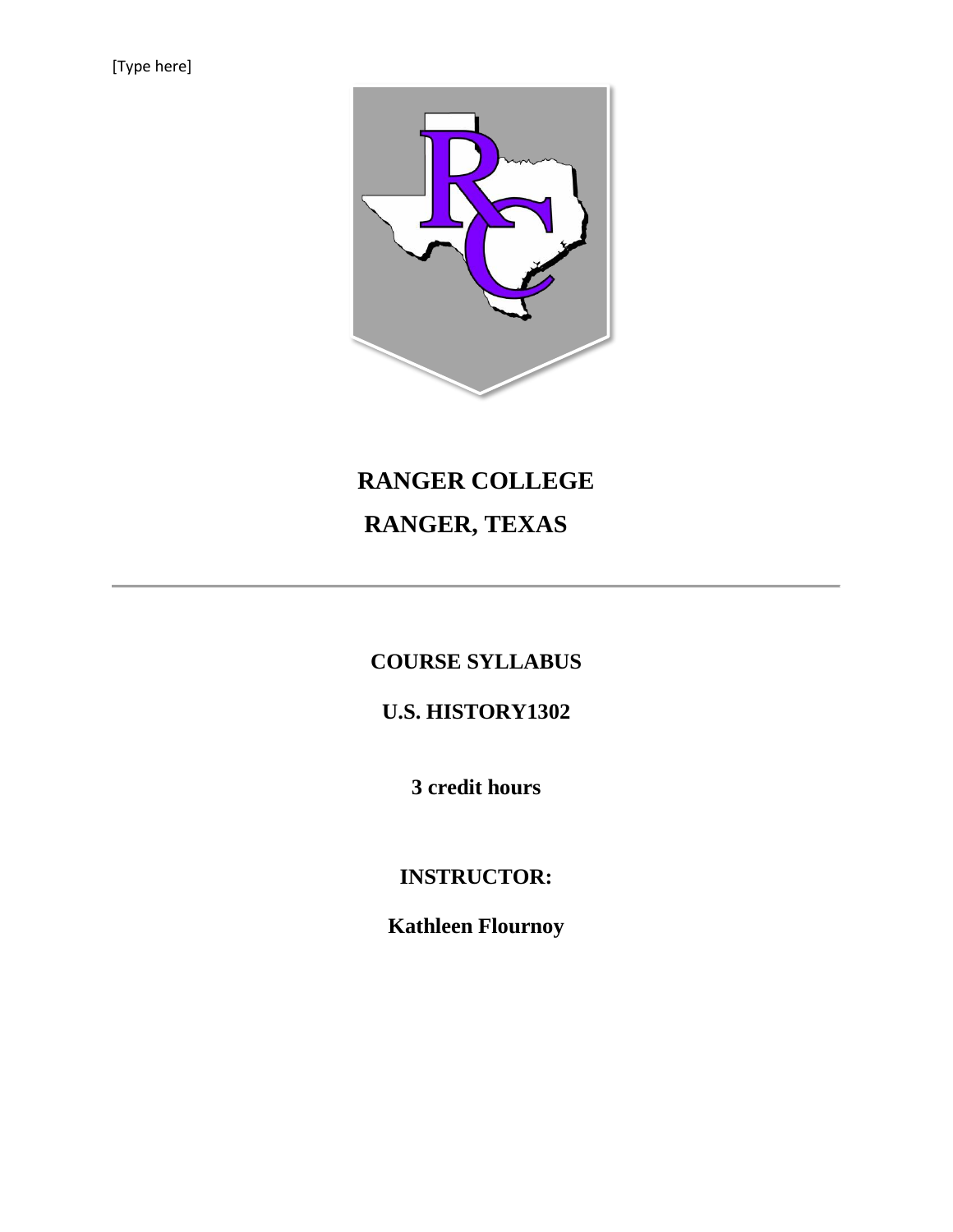[Type here]

# RANGER COLLEGE

# RANGER, TEXAS

---

## COURSE SYLLABUS

## U.S. HISTORY1302

**3 credit hours**

## INSTRUCTOR:

**Kathleen Flournoy**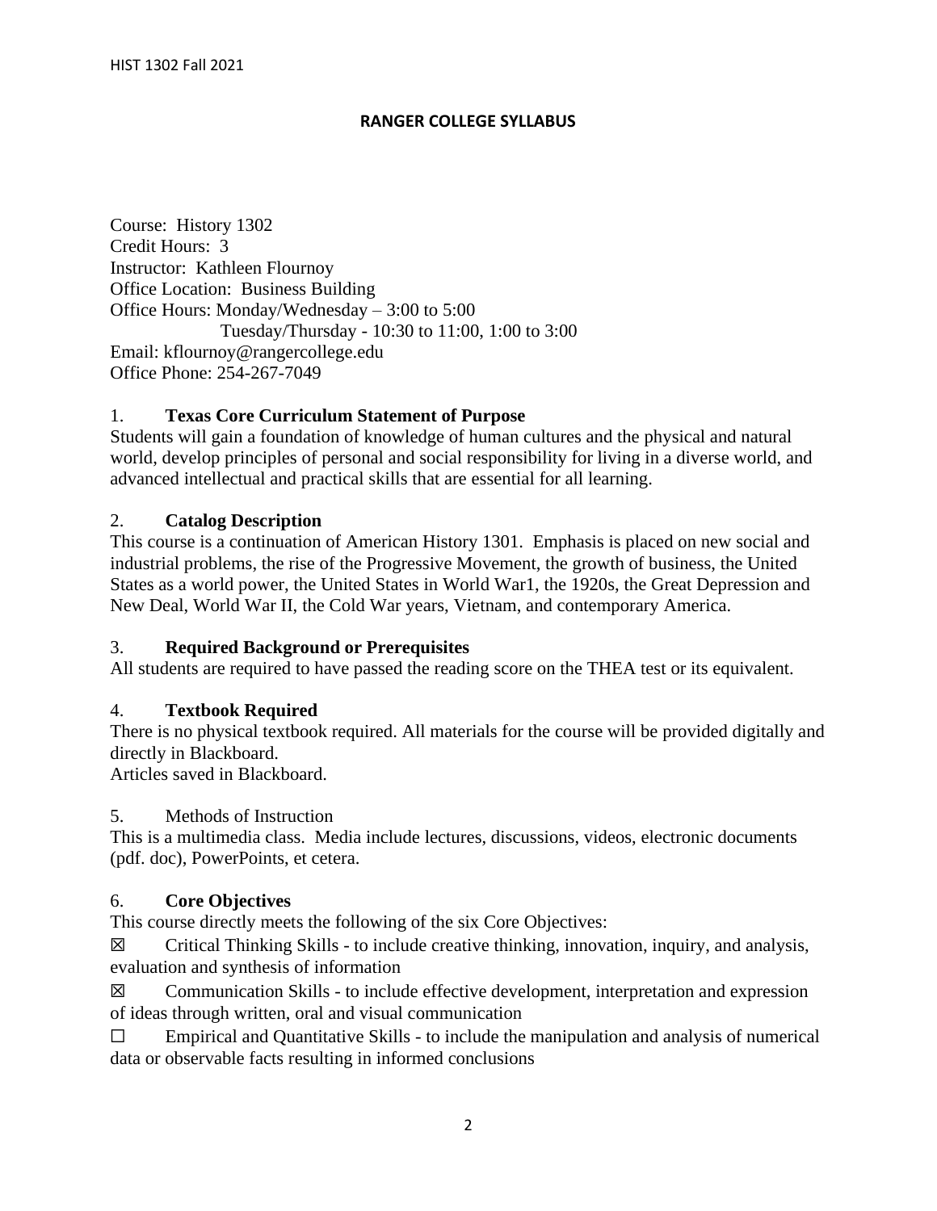**RANGER COLLEGE SYLLABUS**

Course: History 1302
Credit Hours: 3
Instructor: Kathleen Flournoy
Office Location: Business Building
Office Hours: Monday/Wednesday – 3:00 to 5:00
Tuesday/Thursday - 10:30 to 11:00, 1:00 to 3:00
Email: kflournoy@rangercollege.edu
Office Phone: 254-267-7049

## 1. Texas Core Curriculum Statement of Purpose

Students will gain a foundation of knowledge of human cultures and the physical and natural world, develop principles of personal and social responsibility for living in a diverse world, and advanced intellectual and practical skills that are essential for all learning.

## 2. Catalog Description

This course is a continuation of American History 1301. Emphasis is placed on new social and industrial problems, the rise of the Progressive Movement, the growth of business, the United States as a world power, the United States in World War1, the 1920s, the Great Depression and New Deal, World War II, the Cold War years, Vietnam, and contemporary America.

## 3. Required Background or Prerequisites

All students are required to have passed the reading score on the THEA test or its equivalent.

## 4. Textbook Required

There is no physical textbook required. All materials for the course will be provided digitally and directly in Blackboard.
Articles saved in Blackboard.

5. Methods of Instruction

This is a multimedia class. Media include lectures, discussions, videos, electronic documents (pdf. doc), PowerPoints, et cetera.

## 6. Core Objectives

This course directly meets the following of the six Core Objectives:

☒ Critical Thinking Skills - to include creative thinking, innovation, inquiry, and analysis, evaluation and synthesis of information

☒ Communication Skills - to include effective development, interpretation and expression of ideas through written, oral and visual communication

☐ Empirical and Quantitative Skills - to include the manipulation and analysis of numerical data or observable facts resulting in informed conclusions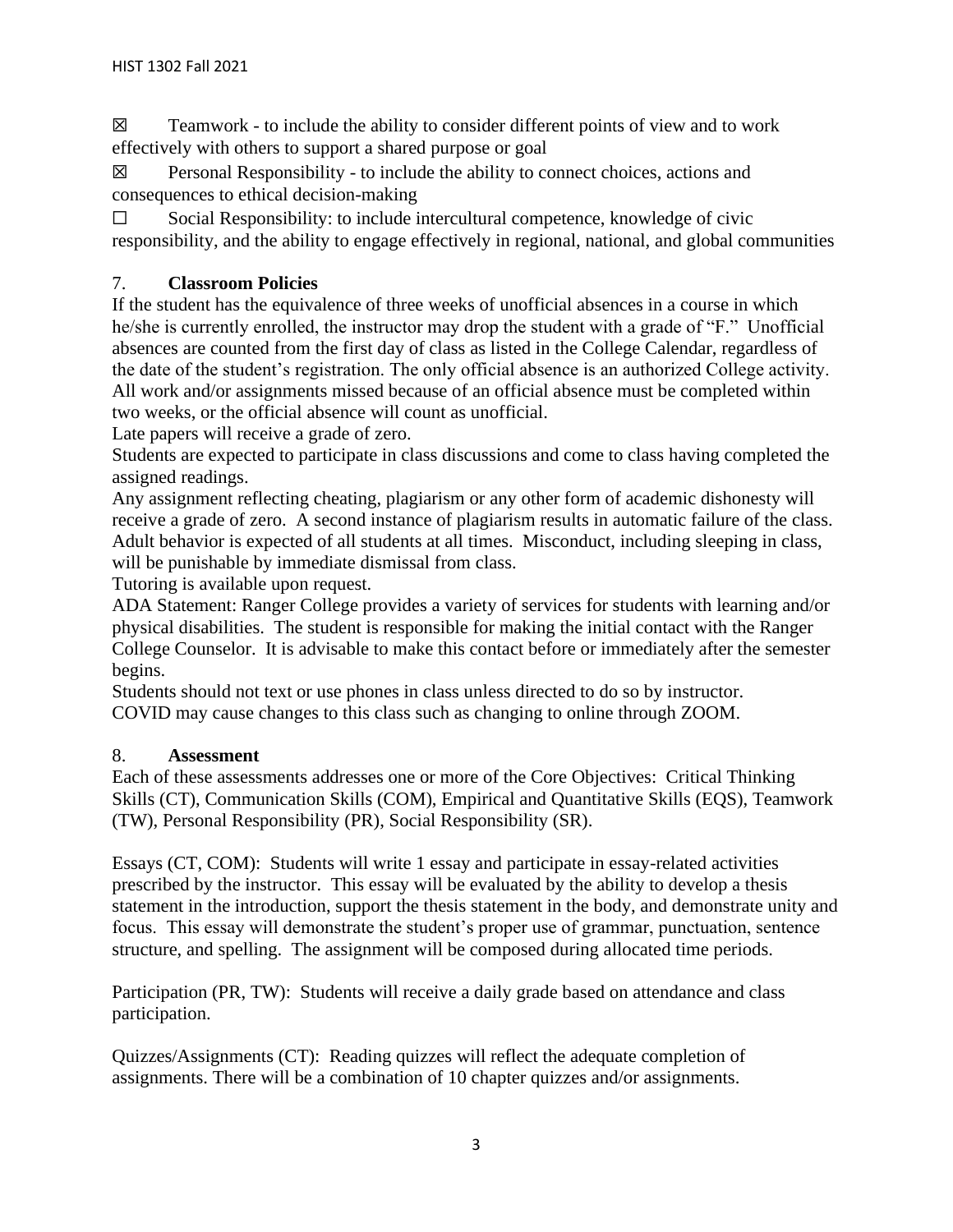☒ Teamwork - to include the ability to consider different points of view and to work effectively with others to support a shared purpose or goal

☒ Personal Responsibility - to include the ability to connect choices, actions and consequences to ethical decision-making

☐ Social Responsibility: to include intercultural competence, knowledge of civic responsibility, and the ability to engage effectively in regional, national, and global communities

## 7. **Classroom Policies**

If the student has the equivalence of three weeks of unofficial absences in a course in which he/she is currently enrolled, the instructor may drop the student with a grade of "F." Unofficial absences are counted from the first day of class as listed in the College Calendar, regardless of the date of the student's registration. The only official absence is an authorized College activity. All work and/or assignments missed because of an official absence must be completed within two weeks, or the official absence will count as unofficial.

Late papers will receive a grade of zero.

Students are expected to participate in class discussions and come to class having completed the assigned readings.

Any assignment reflecting cheating, plagiarism or any other form of academic dishonesty will receive a grade of zero. A second instance of plagiarism results in automatic failure of the class.

Adult behavior is expected of all students at all times. Misconduct, including sleeping in class, will be punishable by immediate dismissal from class.

Tutoring is available upon request.

ADA Statement: Ranger College provides a variety of services for students with learning and/or physical disabilities. The student is responsible for making the initial contact with the Ranger College Counselor. It is advisable to make this contact before or immediately after the semester begins.

Students should not text or use phones in class unless directed to do so by instructor.

COVID may cause changes to this class such as changing to online through ZOOM.

## 8. **Assessment**

Each of these assessments addresses one or more of the Core Objectives: Critical Thinking Skills (CT), Communication Skills (COM), Empirical and Quantitative Skills (EQS), Teamwork (TW), Personal Responsibility (PR), Social Responsibility (SR).

Essays (CT, COM): Students will write 1 essay and participate in essay-related activities prescribed by the instructor. This essay will be evaluated by the ability to develop a thesis statement in the introduction, support the thesis statement in the body, and demonstrate unity and focus. This essay will demonstrate the student's proper use of grammar, punctuation, sentence structure, and spelling. The assignment will be composed during allocated time periods.

Participation (PR, TW): Students will receive a daily grade based on attendance and class participation.

Quizzes/Assignments (CT): Reading quizzes will reflect the adequate completion of assignments. There will be a combination of 10 chapter quizzes and/or assignments.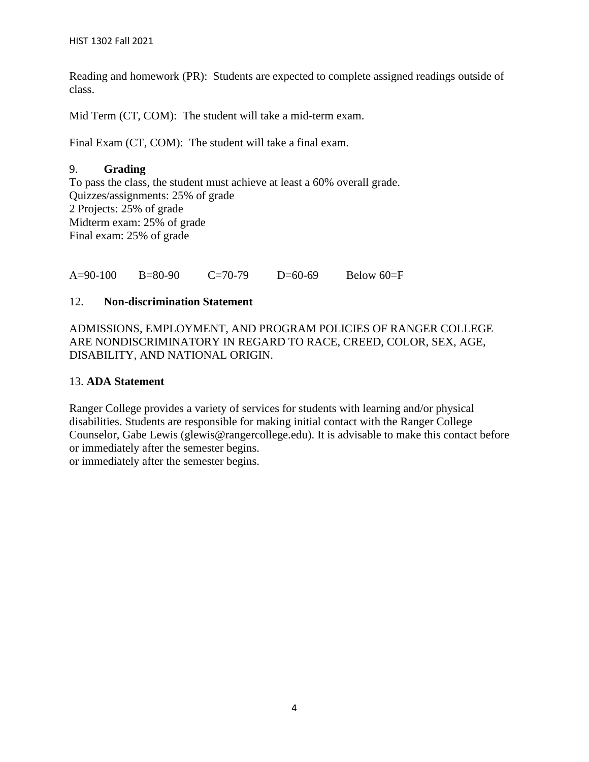Reading and homework (PR): Students are expected to complete assigned readings outside of class.

Mid Term (CT, COM): The student will take a mid-term exam.

Final Exam (CT, COM): The student will take a final exam.

## 9. **Grading**

To pass the class, the student must achieve at least a 60% overall grade.
Quizzes/assignments: 25% of grade
2 Projects: 25% of grade
Midterm exam: 25% of grade
Final exam: 25% of grade

A=90-100 B=80-90 C=70-79 D=60-69 Below 60=F

## 12. **Non-discrimination Statement**

ADMISSIONS, EMPLOYMENT, AND PROGRAM POLICIES OF RANGER COLLEGE ARE NONDISCRIMINATORY IN REGARD TO RACE, CREED, COLOR, SEX, AGE, DISABILITY, AND NATIONAL ORIGIN.

## 13. **ADA Statement**

Ranger College provides a variety of services for students with learning and/or physical disabilities. Students are responsible for making initial contact with the Ranger College Counselor, Gabe Lewis (glewis@rangercollege.edu). It is advisable to make this contact before or immediately after the semester begins.
or immediately after the semester begins.